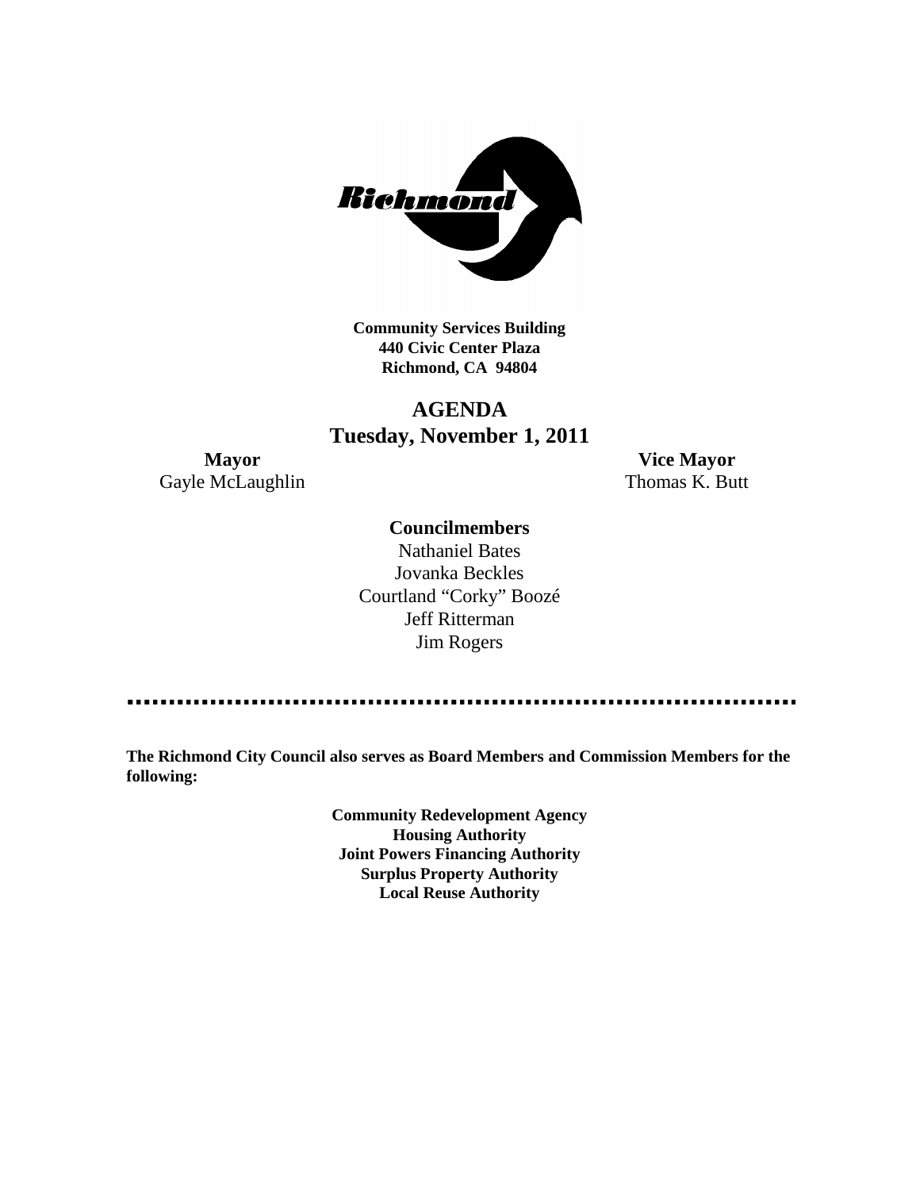**Community Services Building**
**440 Civic Center Plaza**
**Richmond, CA 94804**

# AGENDA
## Tuesday, November 1, 2011

**Mayor**
Gayle McLaughlin

**Vice Mayor**
Thomas K. Butt

**Councilmembers**

Nathaniel Bates
Jovanka Beckles
Courtland "Corky" Boozé
Jeff Ritterman
Jim Rogers

**The Richmond City Council also serves as Board Members and Commission Members for the following:**

**Community Redevelopment Agency**
**Housing Authority**
**Joint Powers Financing Authority**
**Surplus Property Authority**
**Local Reuse Authority**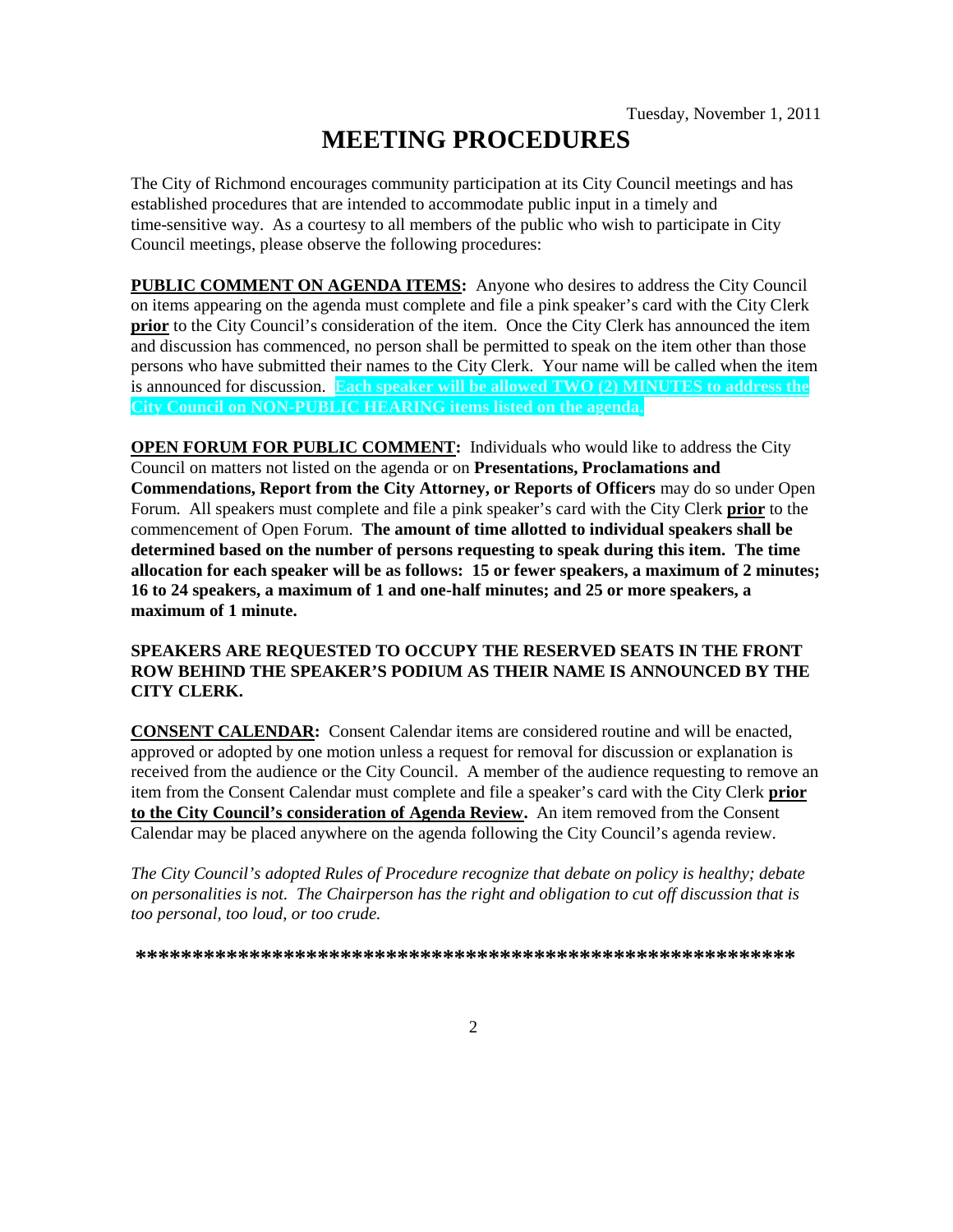Tuesday, November 1, 2011

# MEETING PROCEDURES

The City of Richmond encourages community participation at its City Council meetings and has established procedures that are intended to accommodate public input in a timely and time-sensitive way. As a courtesy to all members of the public who wish to participate in City Council meetings, please observe the following procedures:

**PUBLIC COMMENT ON AGENDA ITEMS:** Anyone who desires to address the City Council on items appearing on the agenda must complete and file a pink speaker's card with the City Clerk **prior** to the City Council's consideration of the item. Once the City Clerk has announced the item and discussion has commenced, no person shall be permitted to speak on the item other than those persons who have submitted their names to the City Clerk. Your name will be called when the item is announced for discussion. **Each speaker will be allowed TWO (2) MINUTES to address the City Council on NON-PUBLIC HEARING items listed on the agenda.**

**OPEN FORUM FOR PUBLIC COMMENT:** Individuals who would like to address the City Council on matters not listed on the agenda or on **Presentations, Proclamations and Commendations, Report from the City Attorney, or Reports of Officers** may do so under Open Forum. All speakers must complete and file a pink speaker's card with the City Clerk **prior** to the commencement of Open Forum. **The amount of time allotted to individual speakers shall be determined based on the number of persons requesting to speak during this item. The time allocation for each speaker will be as follows: 15 or fewer speakers, a maximum of 2 minutes; 16 to 24 speakers, a maximum of 1 and one-half minutes; and 25 or more speakers, a maximum of 1 minute.**

**SPEAKERS ARE REQUESTED TO OCCUPY THE RESERVED SEATS IN THE FRONT ROW BEHIND THE SPEAKER'S PODIUM AS THEIR NAME IS ANNOUNCED BY THE CITY CLERK.**

**CONSENT CALENDAR:** Consent Calendar items are considered routine and will be enacted, approved or adopted by one motion unless a request for removal for discussion or explanation is received from the audience or the City Council. A member of the audience requesting to remove an item from the Consent Calendar must complete and file a speaker's card with the City Clerk **prior to the City Council's consideration of Agenda Review.** An item removed from the Consent Calendar may be placed anywhere on the agenda following the City Council's agenda review.

*The City Council's adopted Rules of Procedure recognize that debate on policy is healthy; debate on personalities is not. The Chairperson has the right and obligation to cut off discussion that is too personal, too loud, or too crude.*

***********************************************************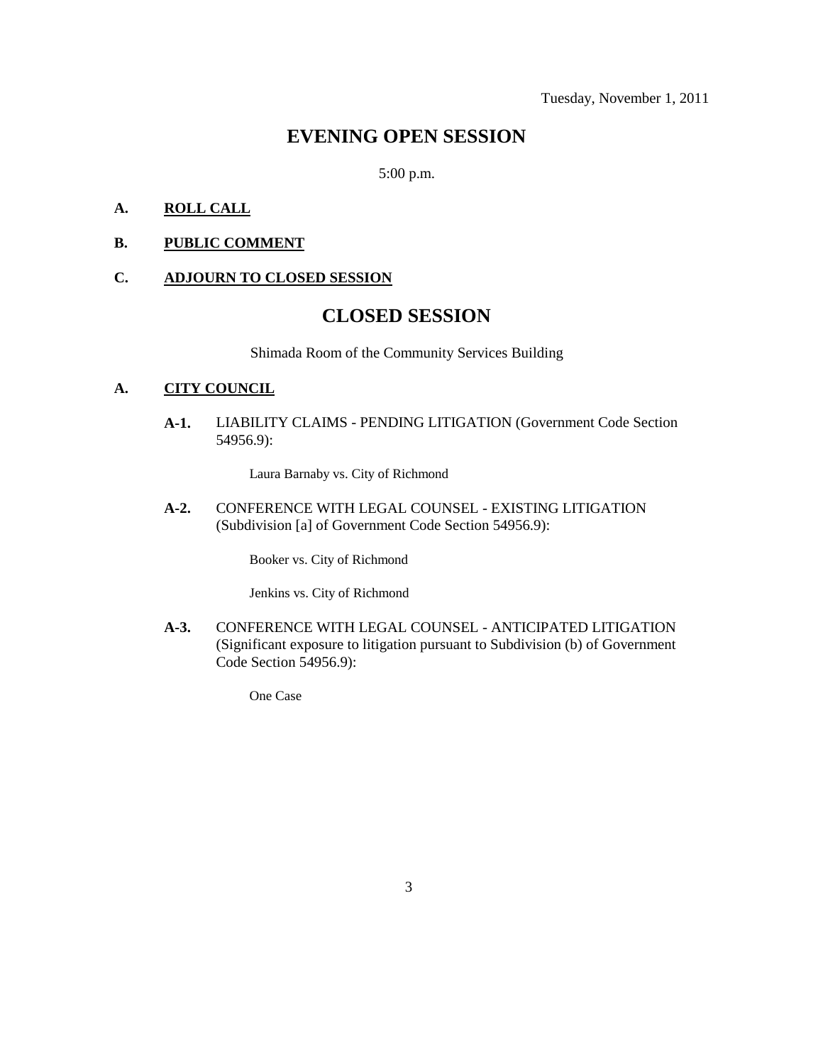Tuesday, November 1, 2011

# EVENING OPEN SESSION

5:00 p.m.

**A. ROLL CALL**

**B. PUBLIC COMMENT**

**C. ADJOURN TO CLOSED SESSION**

# CLOSED SESSION

Shimada Room of the Community Services Building

**A. CITY COUNCIL**

**A-1.** LIABILITY CLAIMS - PENDING LITIGATION (Government Code Section 54956.9):

Laura Barnaby vs. City of Richmond

**A-2.** CONFERENCE WITH LEGAL COUNSEL - EXISTING LITIGATION (Subdivision [a] of Government Code Section 54956.9):

Booker vs. City of Richmond

Jenkins vs. City of Richmond

**A-3.** CONFERENCE WITH LEGAL COUNSEL - ANTICIPATED LITIGATION (Significant exposure to litigation pursuant to Subdivision (b) of Government Code Section 54956.9):

One Case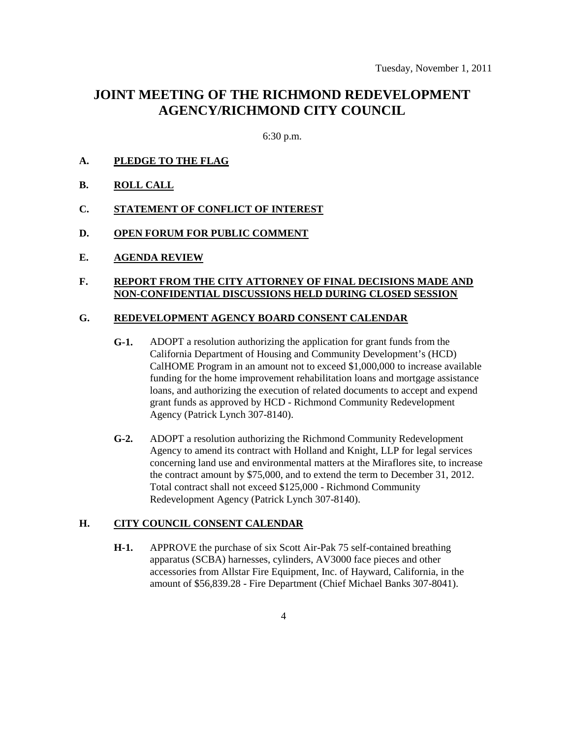Tuesday, November 1, 2011

# JOINT MEETING OF THE RICHMOND REDEVELOPMENT AGENCY/RICHMOND CITY COUNCIL

6:30 p.m.

**A. PLEDGE TO THE FLAG**

**B. ROLL CALL**

**C. STATEMENT OF CONFLICT OF INTEREST**

**D. OPEN FORUM FOR PUBLIC COMMENT**

**E. AGENDA REVIEW**

**F. REPORT FROM THE CITY ATTORNEY OF FINAL DECISIONS MADE AND NON-CONFIDENTIAL DISCUSSIONS HELD DURING CLOSED SESSION**

**G. REDEVELOPMENT AGENCY BOARD CONSENT CALENDAR**

**G-1.** ADOPT a resolution authorizing the application for grant funds from the California Department of Housing and Community Development's (HCD) CalHOME Program in an amount not to exceed $1,000,000 to increase available funding for the home improvement rehabilitation loans and mortgage assistance loans, and authorizing the execution of related documents to accept and expend grant funds as approved by HCD - Richmond Community Redevelopment Agency (Patrick Lynch 307-8140).

**G-2.** ADOPT a resolution authorizing the Richmond Community Redevelopment Agency to amend its contract with Holland and Knight, LLP for legal services concerning land use and environmental matters at the Miraflores site, to increase the contract amount by $75,000, and to extend the term to December 31, 2012. Total contract shall not exceed $125,000 - Richmond Community Redevelopment Agency (Patrick Lynch 307-8140).

**H. CITY COUNCIL CONSENT CALENDAR**

**H-1.** APPROVE the purchase of six Scott Air-Pak 75 self-contained breathing apparatus (SCBA) harnesses, cylinders, AV3000 face pieces and other accessories from Allstar Fire Equipment, Inc. of Hayward, California, in the amount of $56,839.28 - Fire Department (Chief Michael Banks 307-8041).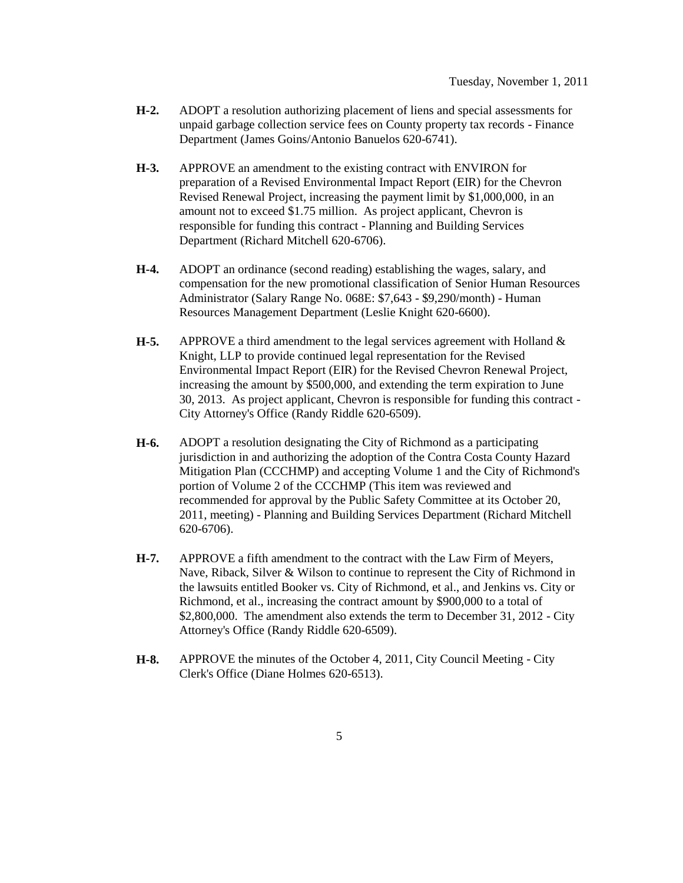Tuesday, November 1, 2011

**H-2.** ADOPT a resolution authorizing placement of liens and special assessments for unpaid garbage collection service fees on County property tax records - Finance Department (James Goins/Antonio Banuelos 620-6741).

**H-3.** APPROVE an amendment to the existing contract with ENVIRON for preparation of a Revised Environmental Impact Report (EIR) for the Chevron Revised Renewal Project, increasing the payment limit by $1,000,000, in an amount not to exceed $1.75 million. As project applicant, Chevron is responsible for funding this contract - Planning and Building Services Department (Richard Mitchell 620-6706).

**H-4.** ADOPT an ordinance (second reading) establishing the wages, salary, and compensation for the new promotional classification of Senior Human Resources Administrator (Salary Range No. 068E: $7,643 - $9,290/month) - Human Resources Management Department (Leslie Knight 620-6600).

**H-5.** APPROVE a third amendment to the legal services agreement with Holland & Knight, LLP to provide continued legal representation for the Revised Environmental Impact Report (EIR) for the Revised Chevron Renewal Project, increasing the amount by $500,000, and extending the term expiration to June 30, 2013. As project applicant, Chevron is responsible for funding this contract - City Attorney's Office (Randy Riddle 620-6509).

**H-6.** ADOPT a resolution designating the City of Richmond as a participating jurisdiction in and authorizing the adoption of the Contra Costa County Hazard Mitigation Plan (CCCHMP) and accepting Volume 1 and the City of Richmond's portion of Volume 2 of the CCCHMP (This item was reviewed and recommended for approval by the Public Safety Committee at its October 20, 2011, meeting) - Planning and Building Services Department (Richard Mitchell 620-6706).

**H-7.** APPROVE a fifth amendment to the contract with the Law Firm of Meyers, Nave, Riback, Silver & Wilson to continue to represent the City of Richmond in the lawsuits entitled Booker vs. City of Richmond, et al., and Jenkins vs. City or Richmond, et al., increasing the contract amount by $900,000 to a total of $2,800,000. The amendment also extends the term to December 31, 2012 - City Attorney's Office (Randy Riddle 620-6509).

**H-8.** APPROVE the minutes of the October 4, 2011, City Council Meeting - City Clerk's Office (Diane Holmes 620-6513).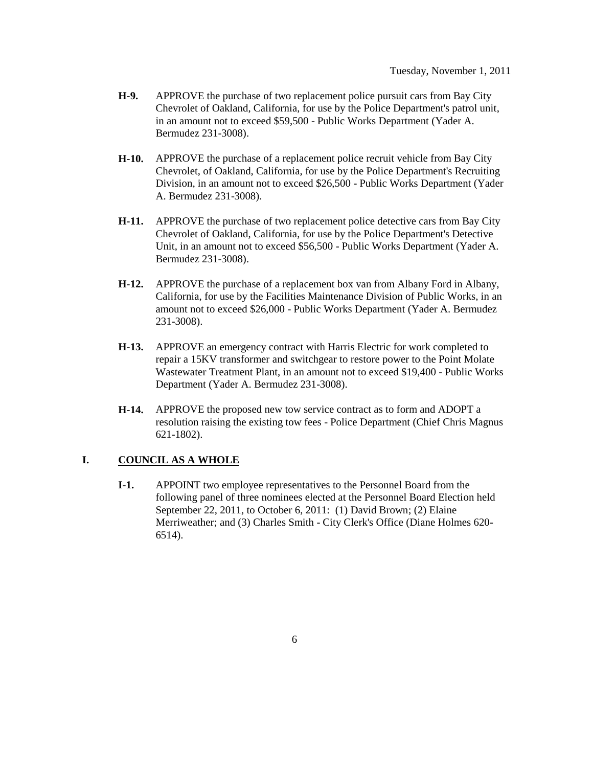**H-9.** APPROVE the purchase of two replacement police pursuit cars from Bay City Chevrolet of Oakland, California, for use by the Police Department's patrol unit, in an amount not to exceed $59,500 - Public Works Department (Yader A. Bermudez 231-3008).

**H-10.** APPROVE the purchase of a replacement police recruit vehicle from Bay City Chevrolet, of Oakland, California, for use by the Police Department's Recruiting Division, in an amount not to exceed $26,500 - Public Works Department (Yader A. Bermudez 231-3008).

**H-11.** APPROVE the purchase of two replacement police detective cars from Bay City Chevrolet of Oakland, California, for use by the Police Department's Detective Unit, in an amount not to exceed $56,500 - Public Works Department (Yader A. Bermudez 231-3008).

**H-12.** APPROVE the purchase of a replacement box van from Albany Ford in Albany, California, for use by the Facilities Maintenance Division of Public Works, in an amount not to exceed $26,000 - Public Works Department (Yader A. Bermudez 231-3008).

**H-13.** APPROVE an emergency contract with Harris Electric for work completed to repair a 15KV transformer and switchgear to restore power to the Point Molate Wastewater Treatment Plant, in an amount not to exceed $19,400 - Public Works Department (Yader A. Bermudez 231-3008).

**H-14.** APPROVE the proposed new tow service contract as to form and ADOPT a resolution raising the existing tow fees - Police Department (Chief Chris Magnus 621-1802).

## I. COUNCIL AS A WHOLE

**I-1.** APPOINT two employee representatives to the Personnel Board from the following panel of three nominees elected at the Personnel Board Election held September 22, 2011, to October 6, 2011: (1) David Brown; (2) Elaine Merriweather; and (3) Charles Smith - City Clerk's Office (Diane Holmes 620-6514).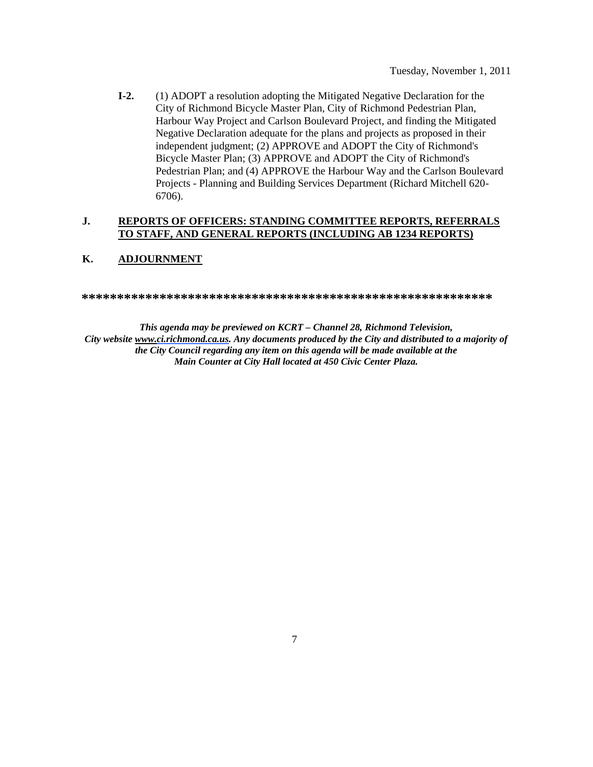**I-2.** (1) ADOPT a resolution adopting the Mitigated Negative Declaration for the City of Richmond Bicycle Master Plan, City of Richmond Pedestrian Plan, Harbour Way Project and Carlson Boulevard Project, and finding the Mitigated Negative Declaration adequate for the plans and projects as proposed in their independent judgment; (2) APPROVE and ADOPT the City of Richmond's Bicycle Master Plan; (3) APPROVE and ADOPT the City of Richmond's Pedestrian Plan; and (4) APPROVE the Harbour Way and the Carlson Boulevard Projects - Planning and Building Services Department (Richard Mitchell 620-6706).

## J. REPORTS OF OFFICERS: STANDING COMMITTEE REPORTS, REFERRALS TO STAFF, AND GENERAL REPORTS (INCLUDING AB 1234 REPORTS)

## K. ADJOURNMENT

**********************************************************

***This agenda may be previewed on KCRT – Channel 28, Richmond Television, City website www.ci.richmond.ca.us. Any documents produced by the City and distributed to a majority of the City Council regarding any item on this agenda will be made available at the Main Counter at City Hall located at 450 Civic Center Plaza.***